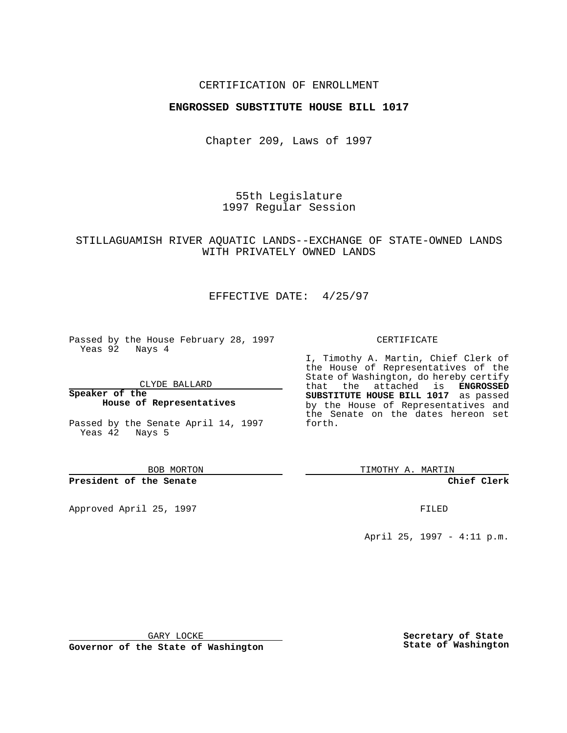CERTIFICATION OF ENROLLMENT

**ENGROSSED SUBSTITUTE HOUSE BILL 1017**

Chapter 209, Laws of 1997

55th Legislature
1997 Regular Session

STILLAGUAMISH RIVER AQUATIC LANDS--EXCHANGE OF STATE-OWNED LANDS WITH PRIVATELY OWNED LANDS

EFFECTIVE DATE: 4/25/97

Passed by the House February 28, 1997
Yeas 92 Nays 4

CLYDE BALLARD

**Speaker of the House of Representatives**

Passed by the Senate April 14, 1997
Yeas 42 Nays 5

BOB MORTON

**President of the Senate**

Approved April 25, 1997

GARY LOCKE

**Governor of the State of Washington**

CERTIFICATE

I, Timothy A. Martin, Chief Clerk of the House of Representatives of the State of Washington, do hereby certify that the attached is **ENGROSSED SUBSTITUTE HOUSE BILL 1017** as passed by the House of Representatives and the Senate on the dates hereon set forth.

TIMOTHY A. MARTIN

**Chief Clerk**

FILED

April 25, 1997 - 4:11 p.m.

**Secretary of State State of Washington**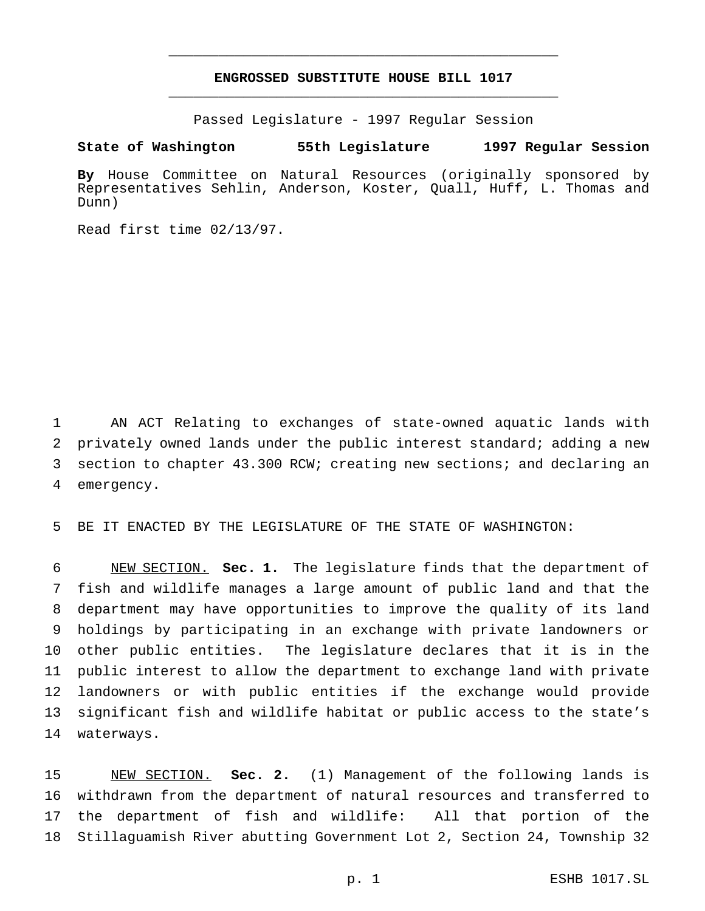# ENGROSSED SUBSTITUTE HOUSE BILL 1017

Passed Legislature - 1997 Regular Session

**State of Washington 55th Legislature 1997 Regular Session**

**By** House Committee on Natural Resources (originally sponsored by Representatives Sehlin, Anderson, Koster, Quall, Huff, L. Thomas and Dunn)

Read first time 02/13/97.

AN ACT Relating to exchanges of state-owned aquatic lands with privately owned lands under the public interest standard; adding a new section to chapter 43.300 RCW; creating new sections; and declaring an emergency.

BE IT ENACTED BY THE LEGISLATURE OF THE STATE OF WASHINGTON:

NEW SECTION. **Sec. 1.** The legislature finds that the department of fish and wildlife manages a large amount of public land and that the department may have opportunities to improve the quality of its land holdings by participating in an exchange with private landowners or other public entities. The legislature declares that it is in the public interest to allow the department to exchange land with private landowners or with public entities if the exchange would provide significant fish and wildlife habitat or public access to the state's waterways.

NEW SECTION. **Sec. 2.** (1) Management of the following lands is withdrawn from the department of natural resources and transferred to the department of fish and wildlife: All that portion of the Stillaguamish River abutting Government Lot 2, Section 24, Township 32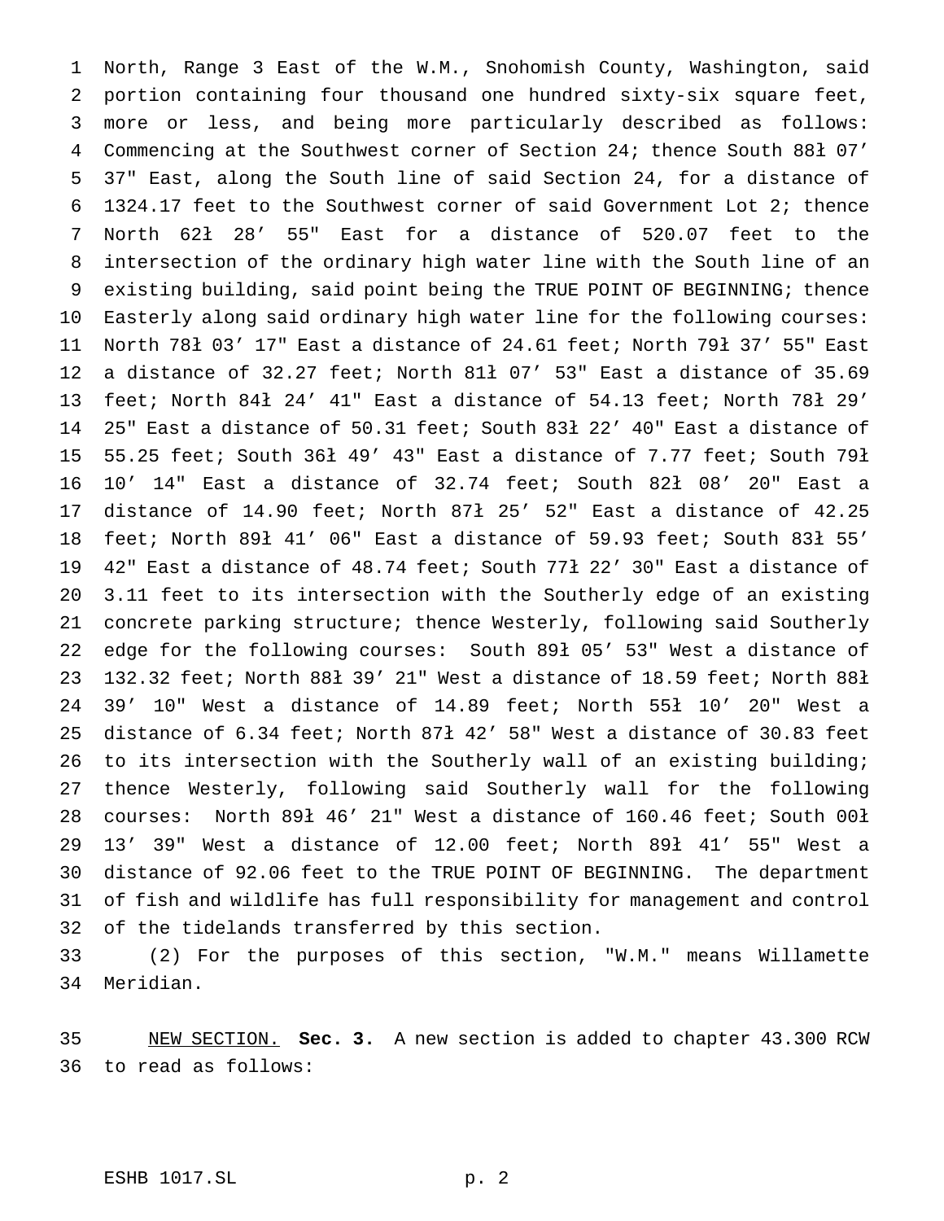North, Range 3 East of the W.M., Snohomish County, Washington, said portion containing four thousand one hundred sixty-six square feet, more or less, and being more particularly described as follows: Commencing at the Southwest corner of Section 24; thence South 88ł 07′ 37" East, along the South line of said Section 24, for a distance of 1324.17 feet to the Southwest corner of said Government Lot 2; thence North 62ł 28′ 55" East for a distance of 520.07 feet to the intersection of the ordinary high water line with the South line of an existing building, said point being the TRUE POINT OF BEGINNING; thence Easterly along said ordinary high water line for the following courses: North 78ł 03′ 17" East a distance of 24.61 feet; North 79ł 37′ 55" East a distance of 32.27 feet; North 81ł 07′ 53" East a distance of 35.69 feet; North 84ł 24′ 41" East a distance of 54.13 feet; North 78ł 29′ 25" East a distance of 50.31 feet; South 83ł 22′ 40" East a distance of 55.25 feet; South 36ł 49′ 43" East a distance of 7.77 feet; South 79ł 10′ 14" East a distance of 32.74 feet; South 82ł 08′ 20" East a distance of 14.90 feet; North 87ł 25′ 52" East a distance of 42.25 feet; North 89ł 41′ 06" East a distance of 59.93 feet; South 83ł 55′ 42" East a distance of 48.74 feet; South 77ł 22′ 30" East a distance of 3.11 feet to its intersection with the Southerly edge of an existing concrete parking structure; thence Westerly, following said Southerly edge for the following courses: South 89ł 05′ 53" West a distance of 132.32 feet; North 88ł 39′ 21" West a distance of 18.59 feet; North 88ł 39′ 10" West a distance of 14.89 feet; North 55ł 10′ 20" West a distance of 6.34 feet; North 87ł 42′ 58" West a distance of 30.83 feet to its intersection with the Southerly wall of an existing building; thence Westerly, following said Southerly wall for the following courses: North 89ł 46′ 21" West a distance of 160.46 feet; South 00ł 13′ 39" West a distance of 12.00 feet; North 89ł 41′ 55" West a distance of 92.06 feet to the TRUE POINT OF BEGINNING. The department of fish and wildlife has full responsibility for management and control of the tidelands transferred by this section.

(2) For the purposes of this section, "W.M." means Willamette Meridian.

NEW SECTION. **Sec. 3.** A new section is added to chapter 43.300 RCW to read as follows: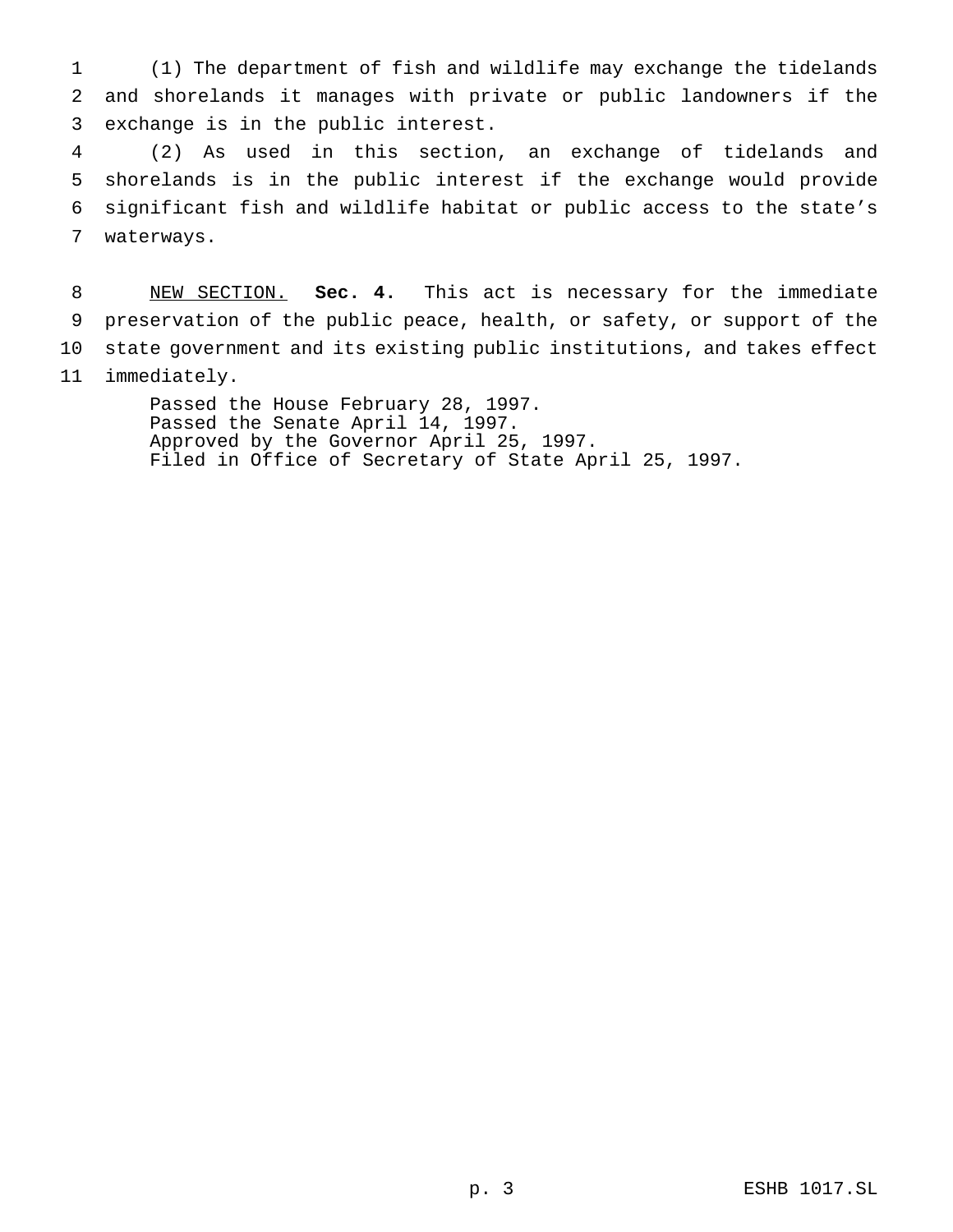(1) The department of fish and wildlife may exchange the tidelands and shorelands it manages with private or public landowners if the exchange is in the public interest.

(2) As used in this section, an exchange of tidelands and shorelands is in the public interest if the exchange would provide significant fish and wildlife habitat or public access to the state's waterways.

NEW SECTION. **Sec. 4.** This act is necessary for the immediate preservation of the public peace, health, or safety, or support of the state government and its existing public institutions, and takes effect immediately.

Passed the House February 28, 1997.
Passed the Senate April 14, 1997.
Approved by the Governor April 25, 1997.
Filed in Office of Secretary of State April 25, 1997.